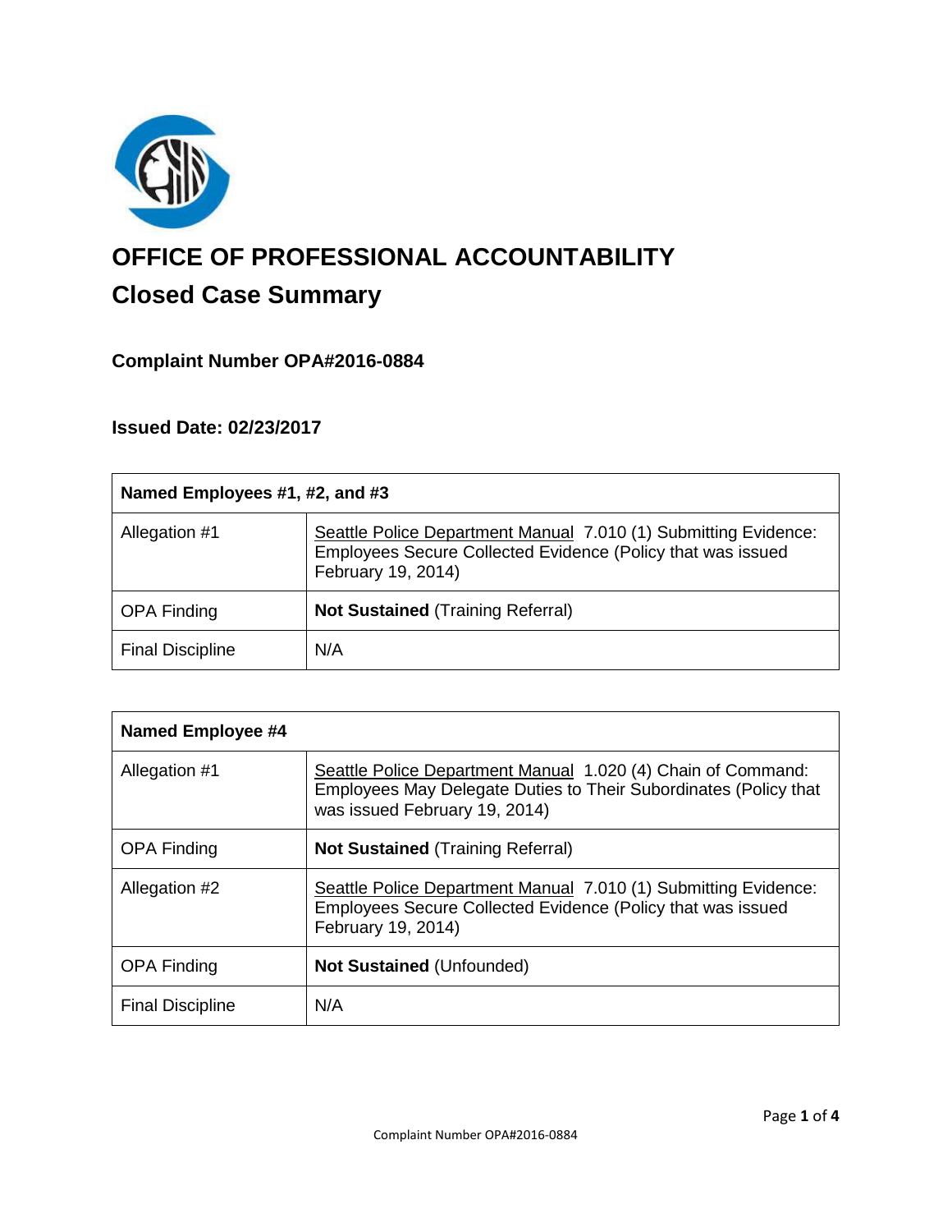# OFFICE OF PROFESSIONAL ACCOUNTABILITY

## Closed Case Summary

### Complaint Number OPA#2016-0884

### Issued Date: 02/23/2017

| Named Employees #1, #2, and #3 | |
|---|---|
| Allegation #1 | Seattle Police Department Manual 7.010 (1) Submitting Evidence: Employees Secure Collected Evidence (Policy that was issued February 19, 2014) |
| OPA Finding | **Not Sustained** (Training Referral) |
| Final Discipline | N/A |

| Named Employee #4 | |
|---|---|
| Allegation #1 | Seattle Police Department Manual 1.020 (4) Chain of Command: Employees May Delegate Duties to Their Subordinates (Policy that was issued February 19, 2014) |
| OPA Finding | **Not Sustained** (Training Referral) |
| Allegation #2 | Seattle Police Department Manual 7.010 (1) Submitting Evidence: Employees Secure Collected Evidence (Policy that was issued February 19, 2014) |
| OPA Finding | **Not Sustained** (Unfounded) |
| Final Discipline | N/A |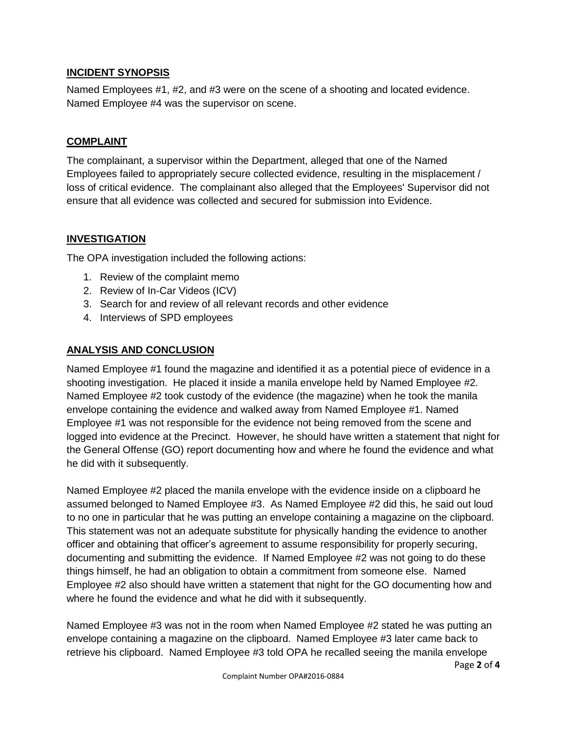## INCIDENT SYNOPSIS

Named Employees #1, #2, and #3 were on the scene of a shooting and located evidence. Named Employee #4 was the supervisor on scene.

## COMPLAINT

The complainant, a supervisor within the Department, alleged that one of the Named Employees failed to appropriately secure collected evidence, resulting in the misplacement / loss of critical evidence. The complainant also alleged that the Employees' Supervisor did not ensure that all evidence was collected and secured for submission into Evidence.

## INVESTIGATION

The OPA investigation included the following actions:

1. Review of the complaint memo
2. Review of In-Car Videos (ICV)
3. Search for and review of all relevant records and other evidence
4. Interviews of SPD employees

## ANALYSIS AND CONCLUSION

Named Employee #1 found the magazine and identified it as a potential piece of evidence in a shooting investigation. He placed it inside a manila envelope held by Named Employee #2. Named Employee #2 took custody of the evidence (the magazine) when he took the manila envelope containing the evidence and walked away from Named Employee #1. Named Employee #1 was not responsible for the evidence not being removed from the scene and logged into evidence at the Precinct. However, he should have written a statement that night for the General Offense (GO) report documenting how and where he found the evidence and what he did with it subsequently.

Named Employee #2 placed the manila envelope with the evidence inside on a clipboard he assumed belonged to Named Employee #3. As Named Employee #2 did this, he said out loud to no one in particular that he was putting an envelope containing a magazine on the clipboard. This statement was not an adequate substitute for physically handing the evidence to another officer and obtaining that officer's agreement to assume responsibility for properly securing, documenting and submitting the evidence. If Named Employee #2 was not going to do these things himself, he had an obligation to obtain a commitment from someone else. Named Employee #2 also should have written a statement that night for the GO documenting how and where he found the evidence and what he did with it subsequently.

Named Employee #3 was not in the room when Named Employee #2 stated he was putting an envelope containing a magazine on the clipboard. Named Employee #3 later came back to retrieve his clipboard. Named Employee #3 told OPA he recalled seeing the manila envelope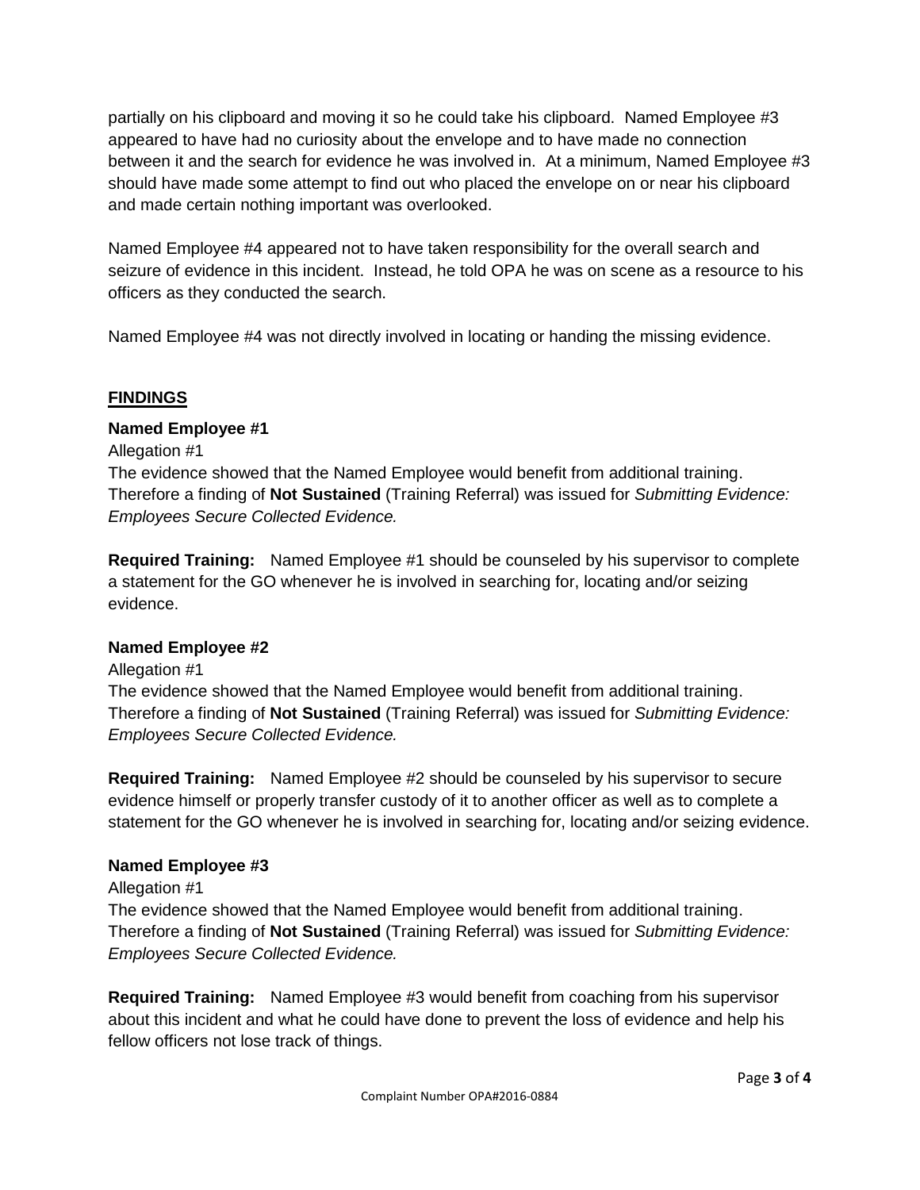partially on his clipboard and moving it so he could take his clipboard. Named Employee #3 appeared to have had no curiosity about the envelope and to have made no connection between it and the search for evidence he was involved in. At a minimum, Named Employee #3 should have made some attempt to find out who placed the envelope on or near his clipboard and made certain nothing important was overlooked.

Named Employee #4 appeared not to have taken responsibility for the overall search and seizure of evidence in this incident. Instead, he told OPA he was on scene as a resource to his officers as they conducted the search.

Named Employee #4 was not directly involved in locating or handing the missing evidence.

## FINDINGS

**Named Employee #1**

Allegation #1

The evidence showed that the Named Employee would benefit from additional training. Therefore a finding of **Not Sustained** (Training Referral) was issued for *Submitting Evidence: Employees Secure Collected Evidence.*

**Required Training:** Named Employee #1 should be counseled by his supervisor to complete a statement for the GO whenever he is involved in searching for, locating and/or seizing evidence.

**Named Employee #2**

Allegation #1

The evidence showed that the Named Employee would benefit from additional training. Therefore a finding of **Not Sustained** (Training Referral) was issued for *Submitting Evidence: Employees Secure Collected Evidence.*

**Required Training:** Named Employee #2 should be counseled by his supervisor to secure evidence himself or properly transfer custody of it to another officer as well as to complete a statement for the GO whenever he is involved in searching for, locating and/or seizing evidence.

**Named Employee #3**

Allegation #1

The evidence showed that the Named Employee would benefit from additional training. Therefore a finding of **Not Sustained** (Training Referral) was issued for *Submitting Evidence: Employees Secure Collected Evidence.*

**Required Training:** Named Employee #3 would benefit from coaching from his supervisor about this incident and what he could have done to prevent the loss of evidence and help his fellow officers not lose track of things.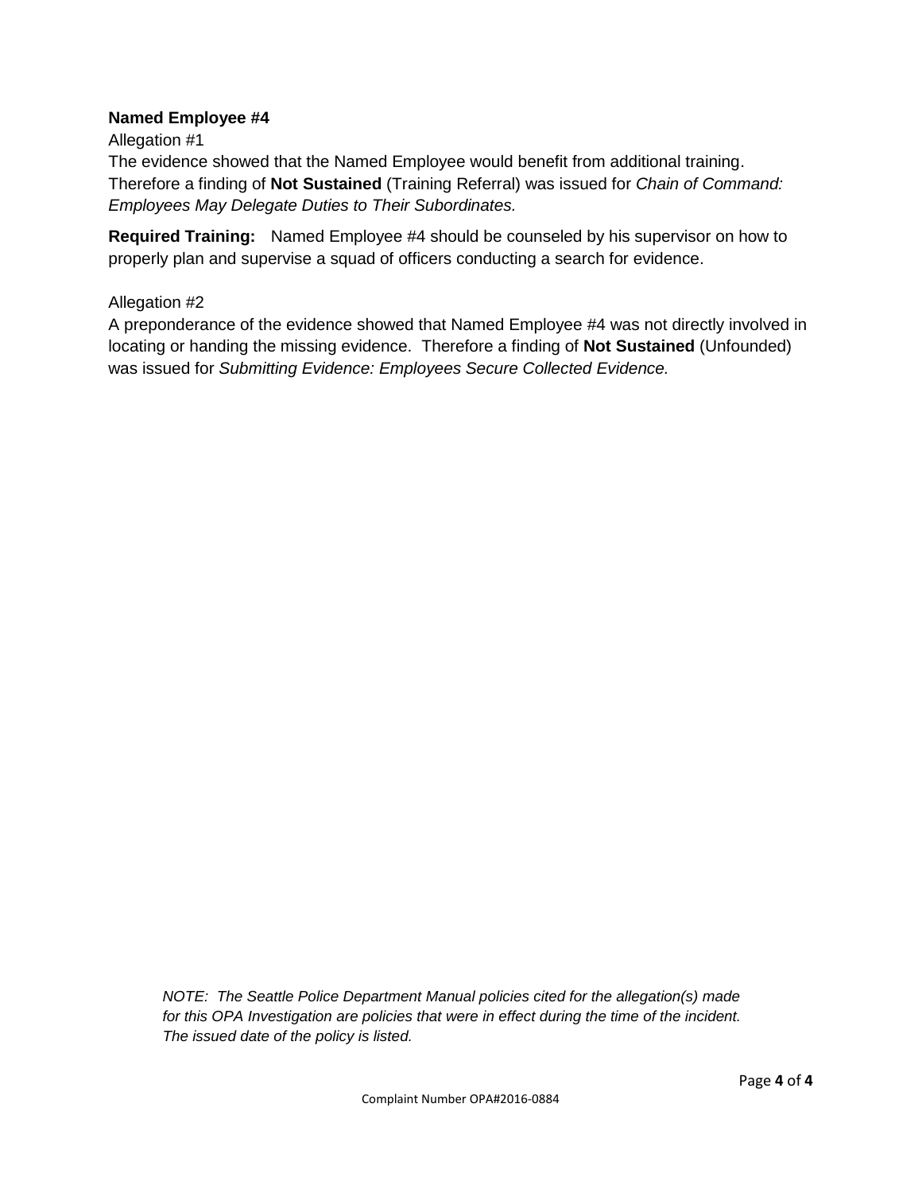**Named Employee #4**

Allegation #1

The evidence showed that the Named Employee would benefit from additional training. Therefore a finding of **Not Sustained** (Training Referral) was issued for *Chain of Command: Employees May Delegate Duties to Their Subordinates.*

**Required Training:** Named Employee #4 should be counseled by his supervisor on how to properly plan and supervise a squad of officers conducting a search for evidence.

Allegation #2

A preponderance of the evidence showed that Named Employee #4 was not directly involved in locating or handing the missing evidence. Therefore a finding of **Not Sustained** (Unfounded) was issued for *Submitting Evidence: Employees Secure Collected Evidence.*

*NOTE: The Seattle Police Department Manual policies cited for the allegation(s) made for this OPA Investigation are policies that were in effect during the time of the incident. The issued date of the policy is listed.*

Complaint Number OPA#2016-0884